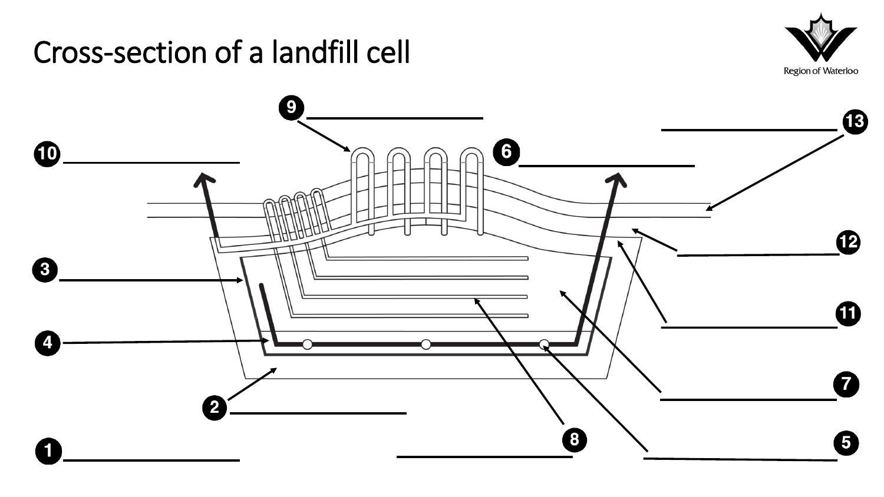# Cross-section of a landfill cell

Region of Waterloo

1 ______________

2 ______________

3 ______________

4 ______________

5 ______________

6 ______________

7 ______________

8 ______________

9 ______________

10 ______________

11 ______________

12 ______________

13 ______________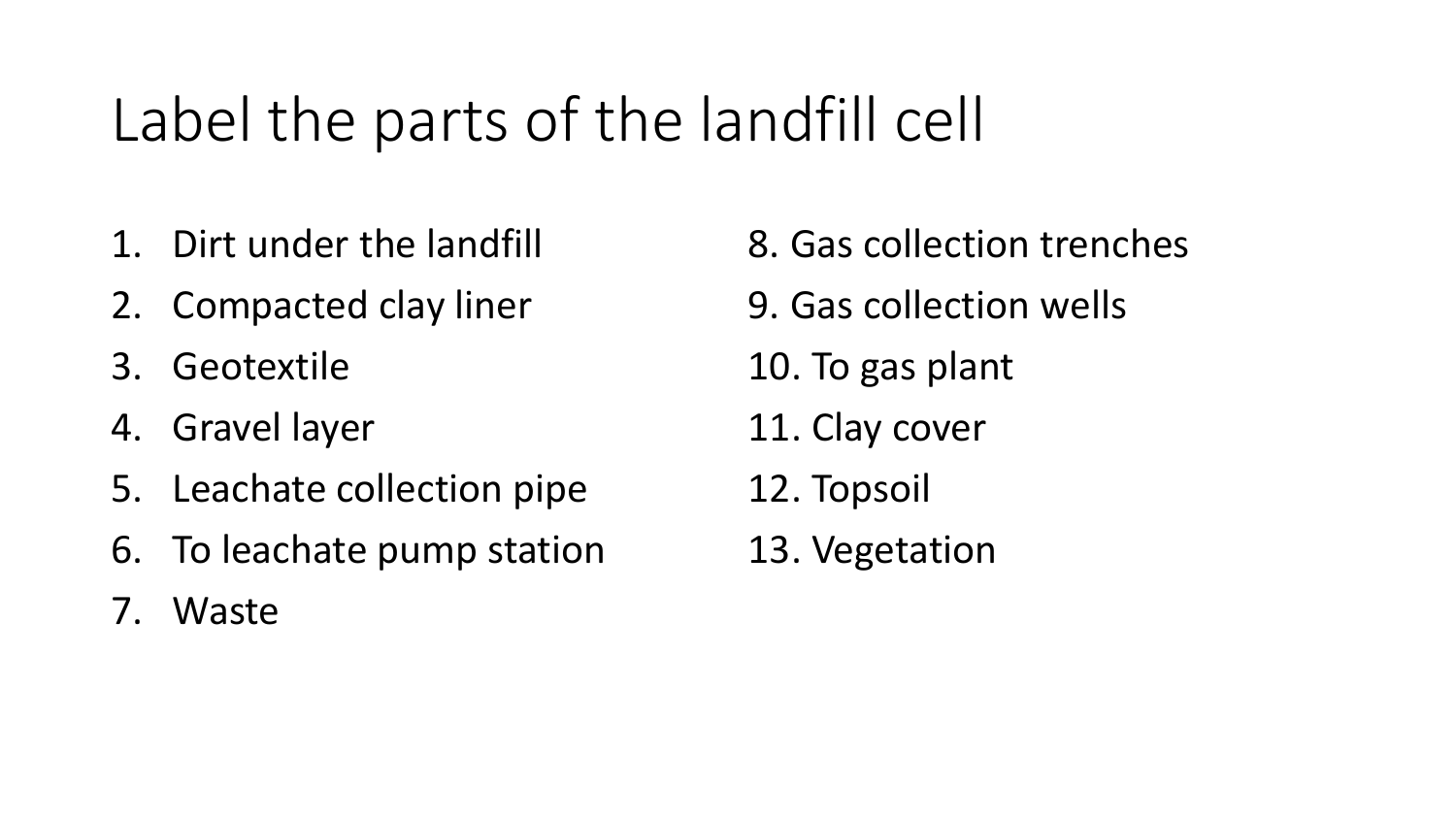# Label the parts of the landfill cell

1. Dirt under the landfill
2. Compacted clay liner
3. Geotextile
4. Gravel layer
5. Leachate collection pipe
6. To leachate pump station
7. Waste
8. Gas collection trenches
9. Gas collection wells
10. To gas plant
11. Clay cover
12. Topsoil
13. Vegetation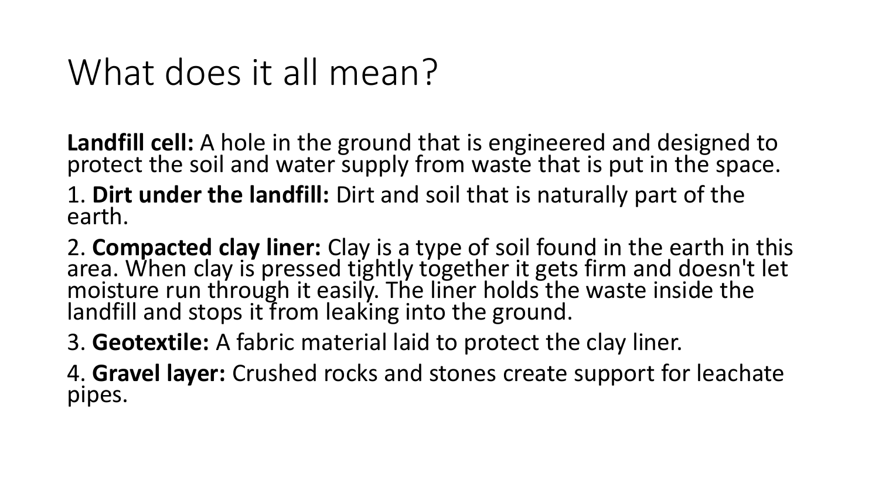# What does it all mean?

**Landfill cell:** A hole in the ground that is engineered and designed to protect the soil and water supply from waste that is put in the space.

1. **Dirt under the landfill:** Dirt and soil that is naturally part of the earth.
2. **Compacted clay liner:** Clay is a type of soil found in the earth in this area. When clay is pressed tightly together it gets firm and doesn't let moisture run through it easily. The liner holds the waste inside the landfill and stops it from leaking into the ground.
3. **Geotextile:** A fabric material laid to protect the clay liner.
4. **Gravel layer:** Crushed rocks and stones create support for leachate pipes.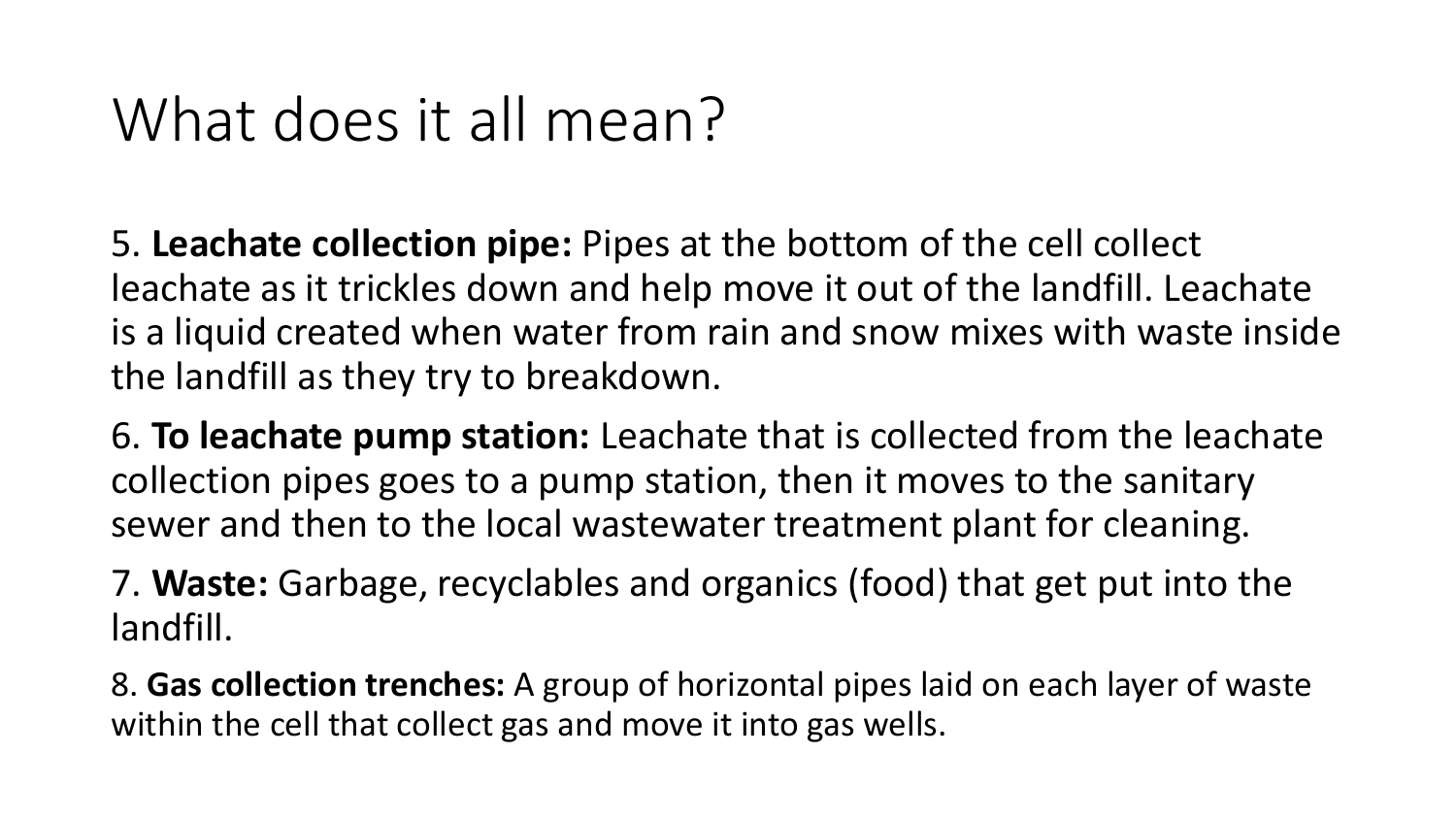# What does it all mean?

5. **Leachate collection pipe:** Pipes at the bottom of the cell collect leachate as it trickles down and help move it out of the landfill. Leachate is a liquid created when water from rain and snow mixes with waste inside the landfill as they try to breakdown.

6. **To leachate pump station:** Leachate that is collected from the leachate collection pipes goes to a pump station, then it moves to the sanitary sewer and then to the local wastewater treatment plant for cleaning.

7. **Waste:** Garbage, recyclables and organics (food) that get put into the landfill.

8. **Gas collection trenches:** A group of horizontal pipes laid on each layer of waste within the cell that collect gas and move it into gas wells.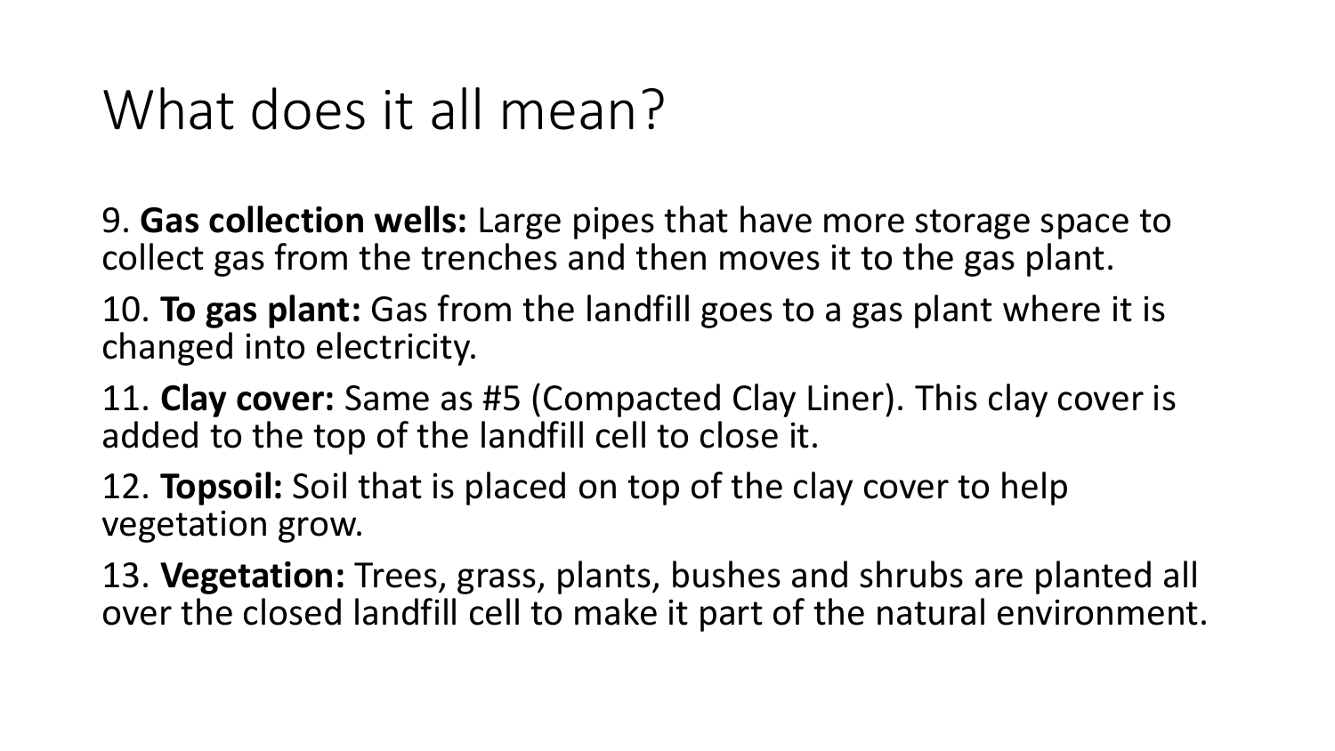# What does it all mean?

9. **Gas collection wells:** Large pipes that have more storage space to collect gas from the trenches and then moves it to the gas plant.

10. **To gas plant:** Gas from the landfill goes to a gas plant where it is changed into electricity.

11. **Clay cover:** Same as #5 (Compacted Clay Liner). This clay cover is added to the top of the landfill cell to close it.

12. **Topsoil:** Soil that is placed on top of the clay cover to help vegetation grow.

13. **Vegetation:** Trees, grass, plants, bushes and shrubs are planted all over the closed landfill cell to make it part of the natural environment.